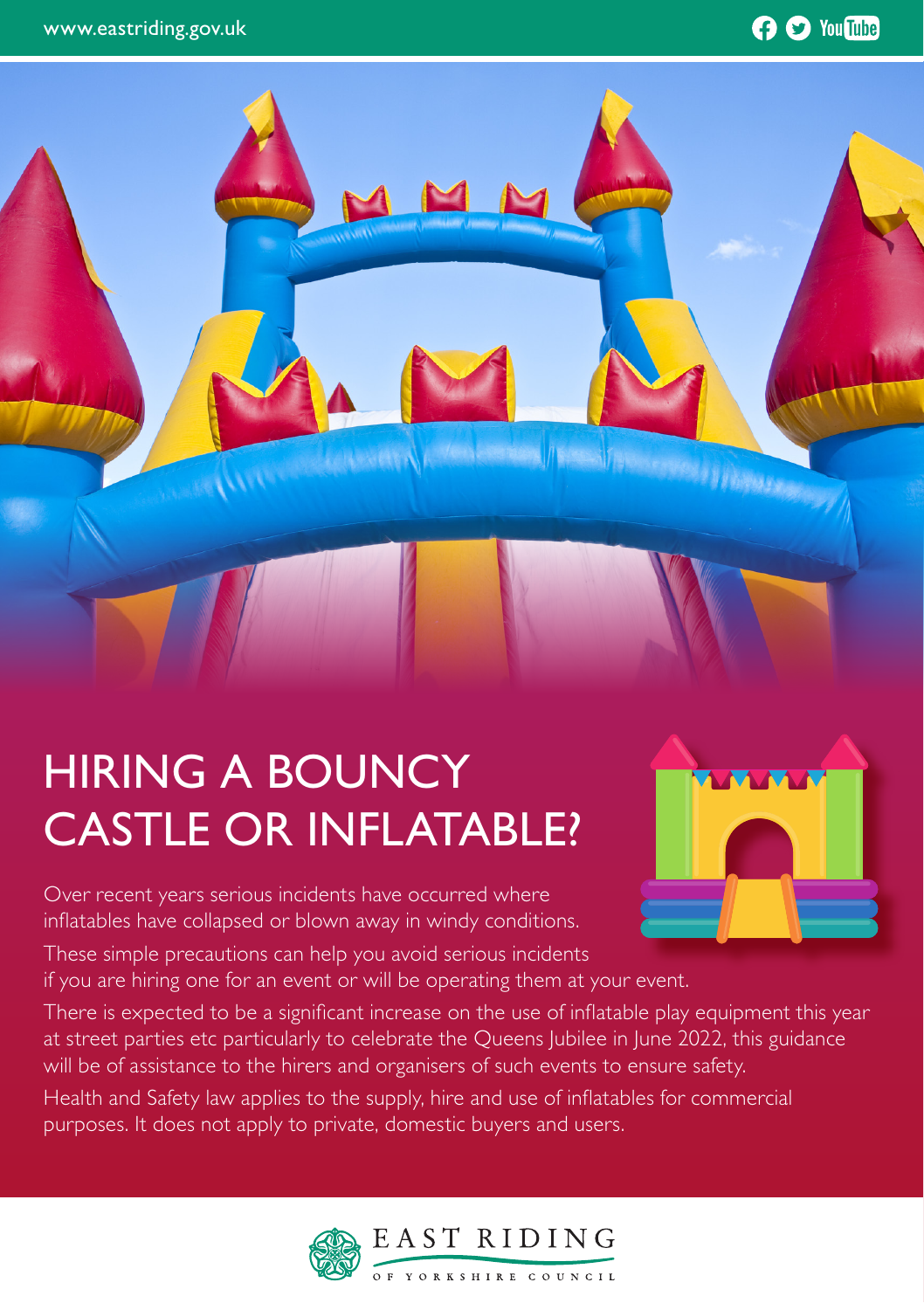# HIRING A BOUNCY CASTLE OR INFLATABLE?

Over recent years serious incidents have occurred where inflatables have collapsed or blown away in windy conditions.

These simple precautions can help you avoid serious incidents if you are hiring one for an event or will be operating them at your event.

There is expected to be a significant increase on the use of inflatable play equipment this year at street parties etc particularly to celebrate the Queens Jubilee in June 2022, this guidance will be of assistance to the hirers and organisers of such events to ensure safety.

Health and Safety law applies to the supply, hire and use of inflatables for commercial purposes. It does not apply to private, domestic buyers and users.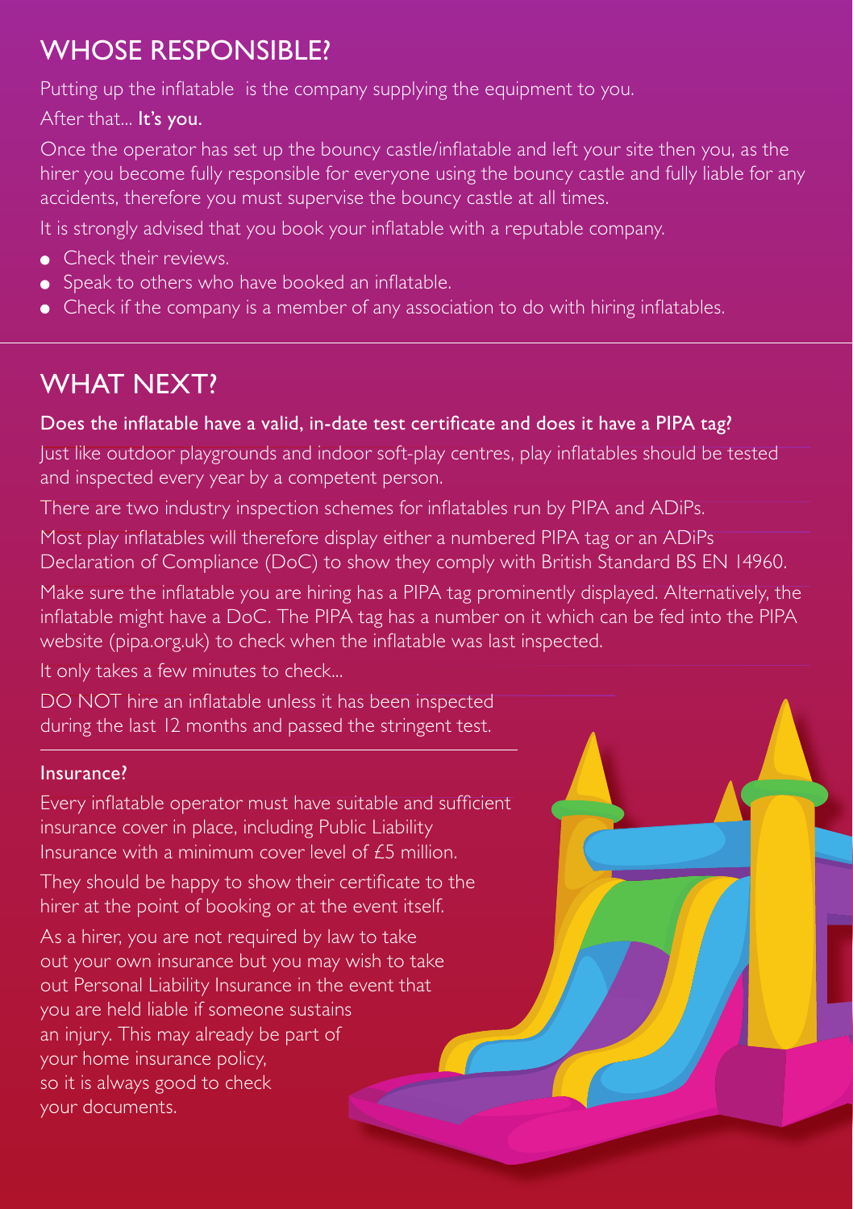## WHOSE RESPONSIBLE?

Putting up the inflatable is the company supplying the equipment to you.

After that... **It's you.**

Once the operator has set up the bouncy castle/inflatable and left your site then you, as the hirer you become fully responsible for everyone using the bouncy castle and fully liable for any accidents, therefore you must supervise the bouncy castle at all times.

It is strongly advised that you book your inflatable with a reputable company.

- Check their reviews.
- Speak to others who have booked an inflatable.
- Check if the company is a member of any association to do with hiring inflatables.

## WHAT NEXT?

**Does the inflatable have a valid, in-date test certificate and does it have a PIPA tag?**

Just like outdoor playgrounds and indoor soft-play centres, play inflatables should be tested and inspected every year by a competent person.

There are two industry inspection schemes for inflatables run by PIPA and ADiPs.

Most play inflatables will therefore display either a numbered PIPA tag or an ADiPs Declaration of Compliance (DoC) to show they comply with British Standard BS EN 14960.

Make sure the inflatable you are hiring has a PIPA tag prominently displayed. Alternatively, the inflatable might have a DoC. The PIPA tag has a number on it which can be fed into the PIPA website (pipa.org.uk) to check when the inflatable was last inspected.

It only takes a few minutes to check...

DO NOT hire an inflatable unless it has been inspected during the last 12 months and passed the stringent test.

**Insurance?**

Every inflatable operator must have suitable and sufficient insurance cover in place, including Public Liability Insurance with a minimum cover level of £5 million.

They should be happy to show their certificate to the hirer at the point of booking or at the event itself.

As a hirer, you are not required by law to take out your own insurance but you may wish to take out Personal Liability Insurance in the event that you are held liable if someone sustains an injury. This may already be part of your home insurance policy, so it is always good to check your documents.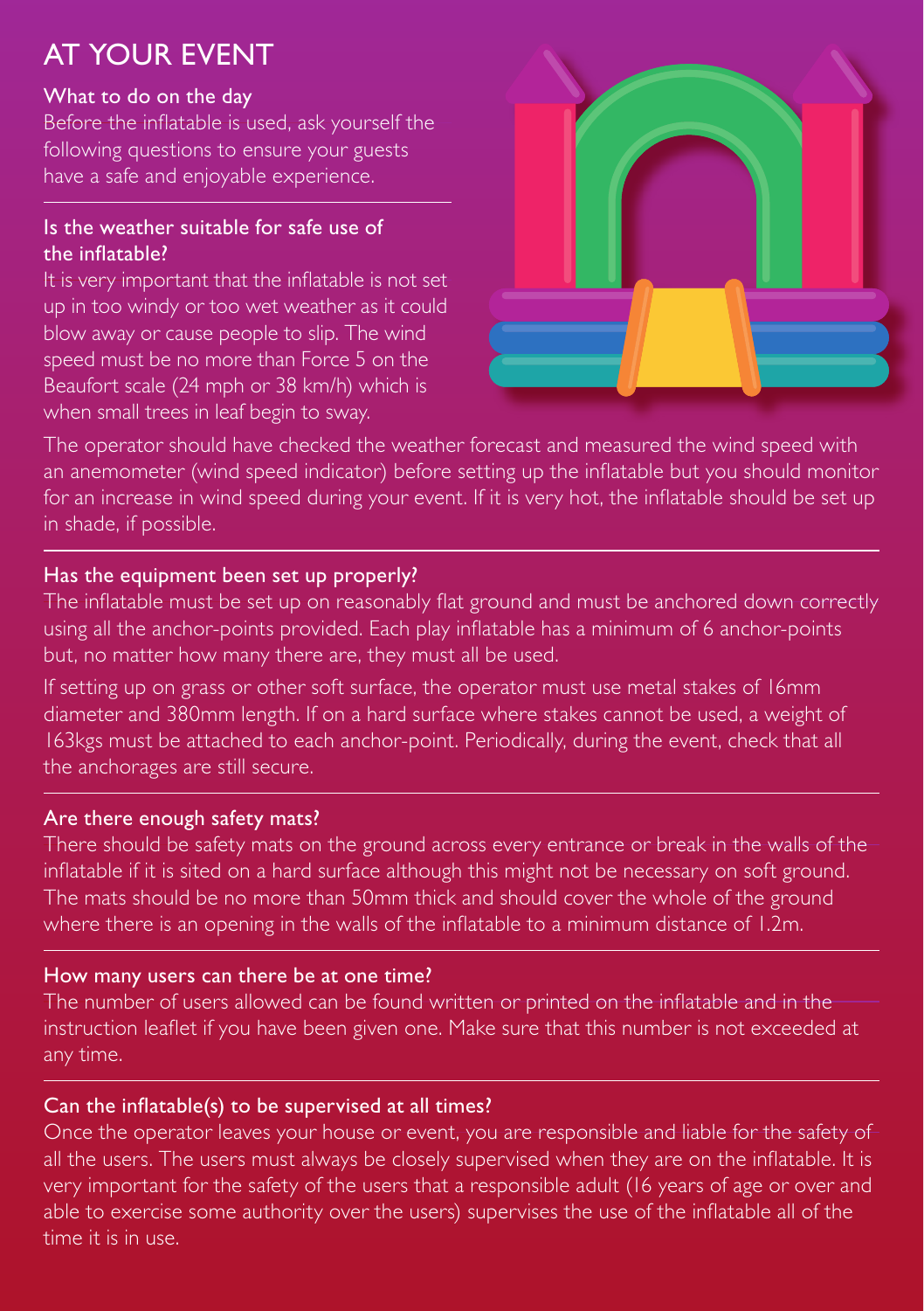# AT YOUR EVENT

## What to do on the day

Before the inflatable is used, ask yourself the following questions to ensure your guests have a safe and enjoyable experience.

### Is the weather suitable for safe use of the inflatable?

It is very important that the inflatable is not set up in too windy or too wet weather as it could blow away or cause people to slip. The wind speed must be no more than Force 5 on the Beaufort scale (24 mph or 38 km/h) which is when small trees in leaf begin to sway.

The operator should have checked the weather forecast and measured the wind speed with an anemometer (wind speed indicator) before setting up the inflatable but you should monitor for an increase in wind speed during your event. If it is very hot, the inflatable should be set up in shade, if possible.

### Has the equipment been set up properly?

The inflatable must be set up on reasonably flat ground and must be anchored down correctly using all the anchor-points provided. Each play inflatable has a minimum of 6 anchor-points but, no matter how many there are, they must all be used.

If setting up on grass or other soft surface, the operator must use metal stakes of 16mm diameter and 380mm length. If on a hard surface where stakes cannot be used, a weight of 163kgs must be attached to each anchor-point. Periodically, during the event, check that all the anchorages are still secure.

### Are there enough safety mats?

There should be safety mats on the ground across every entrance or break in the walls of the inflatable if it is sited on a hard surface although this might not be necessary on soft ground. The mats should be no more than 50mm thick and should cover the whole of the ground where there is an opening in the walls of the inflatable to a minimum distance of 1.2m.

### How many users can there be at one time?

The number of users allowed can be found written or printed on the inflatable and in the instruction leaflet if you have been given one. Make sure that this number is not exceeded at any time.

### Can the inflatable(s) to be supervised at all times?

Once the operator leaves your house or event, you are responsible and liable for the safety of all the users. The users must always be closely supervised when they are on the inflatable. It is very important for the safety of the users that a responsible adult (16 years of age or over and able to exercise some authority over the users) supervises the use of the inflatable all of the time it is in use.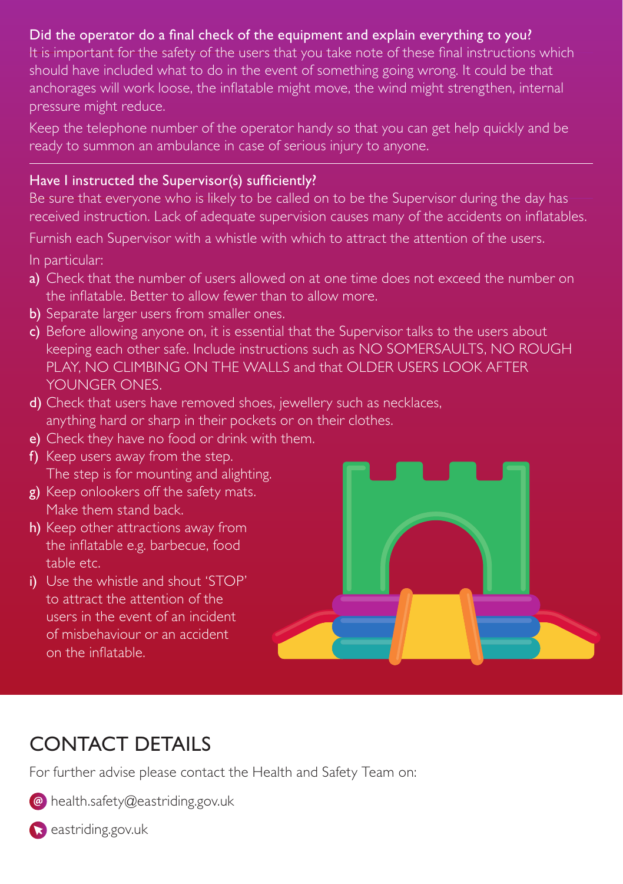### Did the operator do a final check of the equipment and explain everything to you?

It is important for the safety of the users that you take note of these final instructions which should have included what to do in the event of something going wrong. It could be that anchorages will work loose, the inflatable might move, the wind might strengthen, internal pressure might reduce.

Keep the telephone number of the operator handy so that you can get help quickly and be ready to summon an ambulance in case of serious injury to anyone.

### Have I instructed the Supervisor(s) sufficiently?

Be sure that everyone who is likely to be called on to be the Supervisor during the day has received instruction. Lack of adequate supervision causes many of the accidents on inflatables.

Furnish each Supervisor with a whistle with which to attract the attention of the users.

In particular:

- **a)** Check that the number of users allowed on at one time does not exceed the number on the inflatable. Better to allow fewer than to allow more.
- **b)** Separate larger users from smaller ones.
- **c)** Before allowing anyone on, it is essential that the Supervisor talks to the users about keeping each other safe. Include instructions such as NO SOMERSAULTS, NO ROUGH PLAY, NO CLIMBING ON THE WALLS and that OLDER USERS LOOK AFTER YOUNGER ONES.
- **d)** Check that users have removed shoes, jewellery such as necklaces, anything hard or sharp in their pockets or on their clothes.
- **e)** Check they have no food or drink with them.
- **f)** Keep users away from the step. The step is for mounting and alighting.
- **g)** Keep onlookers off the safety mats. Make them stand back.
- **h)** Keep other attractions away from the inflatable e.g. barbecue, food table etc.
- **i)** Use the whistle and shout 'STOP' to attract the attention of the users in the event of an incident of misbehaviour or an accident on the inflatable.

## CONTACT DETAILS

For further advise please contact the Health and Safety Team on:

health.safety@eastriding.gov.uk

eastriding.gov.uk